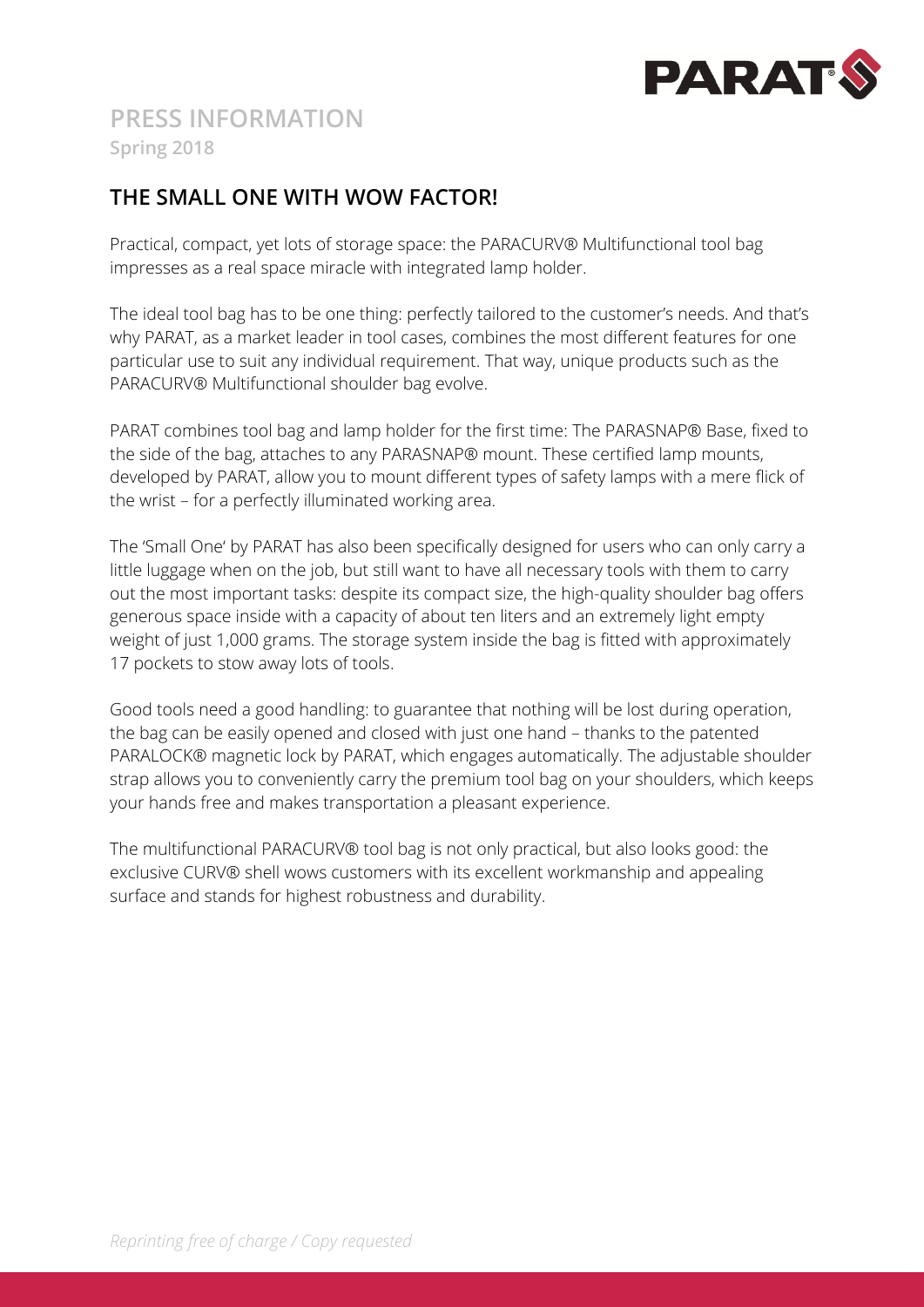# PRESS INFORMATION

**Spring 2018**

## THE SMALL ONE WITH WOW FACTOR!

Practical, compact, yet lots of storage space: the PARACURV® Multifunctional tool bag impresses as a real space miracle with integrated lamp holder.

The ideal tool bag has to be one thing: perfectly tailored to the customer's needs. And that's why PARAT, as a market leader in tool cases, combines the most different features for one particular use to suit any individual requirement. That way, unique products such as the PARACURV® Multifunctional shoulder bag evolve.

PARAT combines tool bag and lamp holder for the first time: The PARASNAP® Base, fixed to the side of the bag, attaches to any PARASNAP® mount. These certified lamp mounts, developed by PARAT, allow you to mount different types of safety lamps with a mere flick of the wrist – for a perfectly illuminated working area.

The 'Small One' by PARAT has also been specifically designed for users who can only carry a little luggage when on the job, but still want to have all necessary tools with them to carry out the most important tasks: despite its compact size, the high-quality shoulder bag offers generous space inside with a capacity of about ten liters and an extremely light empty weight of just 1,000 grams. The storage system inside the bag is fitted with approximately 17 pockets to stow away lots of tools.

Good tools need a good handling: to guarantee that nothing will be lost during operation, the bag can be easily opened and closed with just one hand – thanks to the patented PARALOCK® magnetic lock by PARAT, which engages automatically. The adjustable shoulder strap allows you to conveniently carry the premium tool bag on your shoulders, which keeps your hands free and makes transportation a pleasant experience.

The multifunctional PARACURV® tool bag is not only practical, but also looks good: the exclusive CURV® shell wows customers with its excellent workmanship and appealing surface and stands for highest robustness and durability.

*Reprinting free of charge / Copy requested*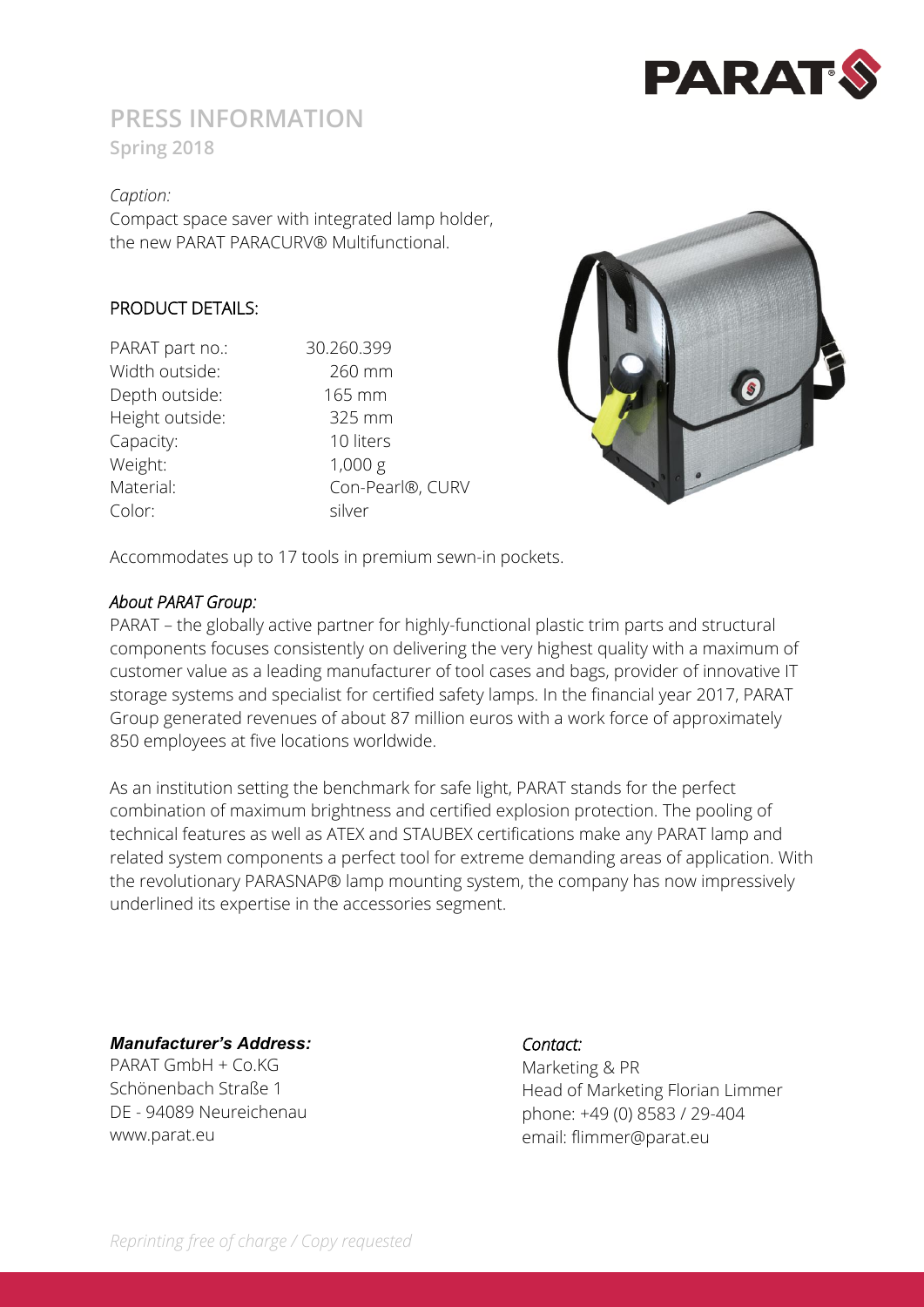# PRESS INFORMATION

**Spring 2018**

*Caption:*

Compact space saver with integrated lamp holder, the new PARAT PARACURV® Multifunctional.

## PRODUCT DETAILS:

| | |
|---|---|
| PARAT part no.: | 30.260.399 |
| Width outside: | 260 mm |
| Depth outside: | 165 mm |
| Height outside: | 325 mm |
| Capacity: | 10 liters |
| Weight: | 1,000 g |
| Material: | Con-Pearl®, CURV |
| Color: | silver |

Accommodates up to 17 tools in premium sewn-in pockets.

### *About PARAT Group:*

PARAT – the globally active partner for highly-functional plastic trim parts and structural components focuses consistently on delivering the very highest quality with a maximum of customer value as a leading manufacturer of tool cases and bags, provider of innovative IT storage systems and specialist for certified safety lamps. In the financial year 2017, PARAT Group generated revenues of about 87 million euros with a work force of approximately 850 employees at five locations worldwide.

As an institution setting the benchmark for safe light, PARAT stands for the perfect combination of maximum brightness and certified explosion protection. The pooling of technical features as well as ATEX and STAUBEX certifications make any PARAT lamp and related system components a perfect tool for extreme demanding areas of application. With the revolutionary PARASNAP® lamp mounting system, the company has now impressively underlined its expertise in the accessories segment.

***Manufacturer's Address:***

PARAT GmbH + Co.KG
Schönenbach Straße 1
DE - 94089 Neureichenau
www.parat.eu

*Contact:*

Marketing & PR
Head of Marketing Florian Limmer
phone: +49 (0) 8583 / 29-404
email: flimmer@parat.eu

*Reprinting free of charge / Copy requested*